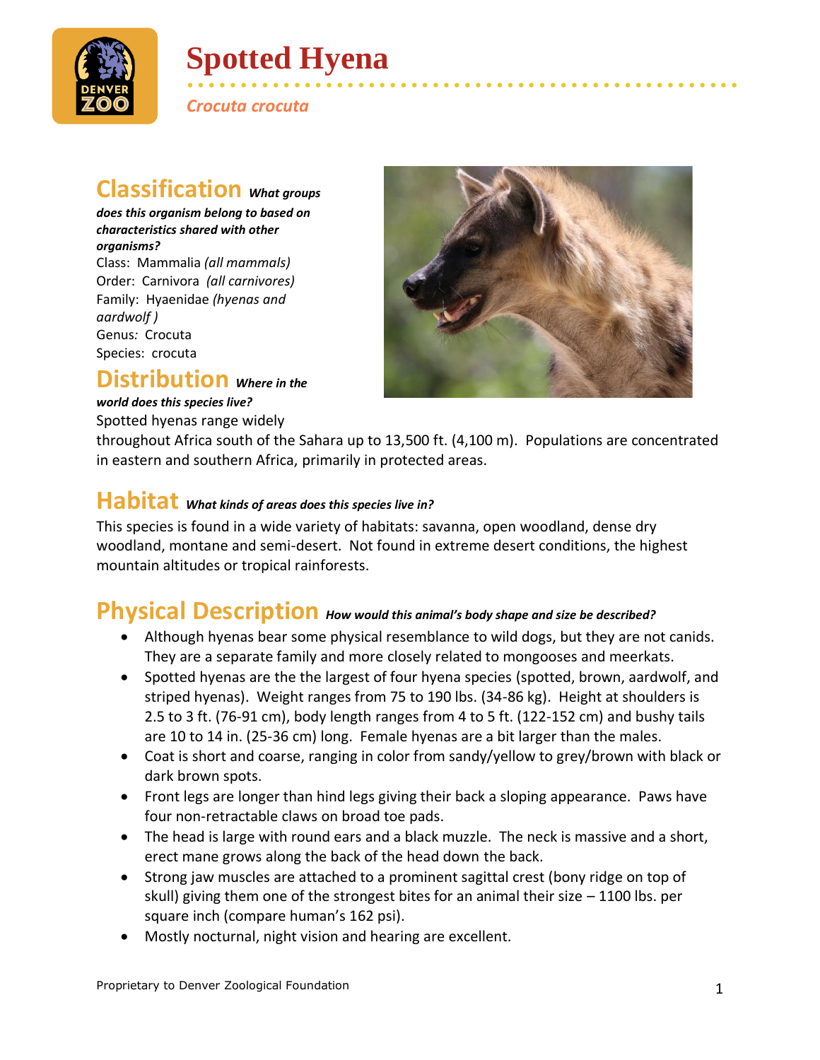# Spotted Hyena

*Crocuta crocuta*

## Classification *What groups does this organism belong to based on characteristics shared with other organisms?*

Class: Mammalia *(all mammals)*
Order: Carnivora *(all carnivores)*
Family: Hyaenidae *(hyenas and aardwolf )*
Genus*:* Crocuta
Species: crocuta

## Distribution *Where in the world does this species live?*

Spotted hyenas range widely throughout Africa south of the Sahara up to 13,500 ft. (4,100 m). Populations are concentrated in eastern and southern Africa, primarily in protected areas.

## Habitat *What kinds of areas does this species live in?*

This species is found in a wide variety of habitats: savanna, open woodland, dense dry woodland, montane and semi-desert. Not found in extreme desert conditions, the highest mountain altitudes or tropical rainforests.

## Physical Description *How would this animal's body shape and size be described?*

- Although hyenas bear some physical resemblance to wild dogs, but they are not canids. They are a separate family and more closely related to mongooses and meerkats.
- Spotted hyenas are the the largest of four hyena species (spotted, brown, aardwolf, and striped hyenas). Weight ranges from 75 to 190 lbs. (34-86 kg). Height at shoulders is 2.5 to 3 ft. (76-91 cm), body length ranges from 4 to 5 ft. (122-152 cm) and bushy tails are 10 to 14 in. (25-36 cm) long. Female hyenas are a bit larger than the males.
- Coat is short and coarse, ranging in color from sandy/yellow to grey/brown with black or dark brown spots.
- Front legs are longer than hind legs giving their back a sloping appearance. Paws have four non-retractable claws on broad toe pads.
- The head is large with round ears and a black muzzle. The neck is massive and a short, erect mane grows along the back of the head down the back.
- Strong jaw muscles are attached to a prominent sagittal crest (bony ridge on top of skull) giving them one of the strongest bites for an animal their size – 1100 lbs. per square inch (compare human's 162 psi).
- Mostly nocturnal, night vision and hearing are excellent.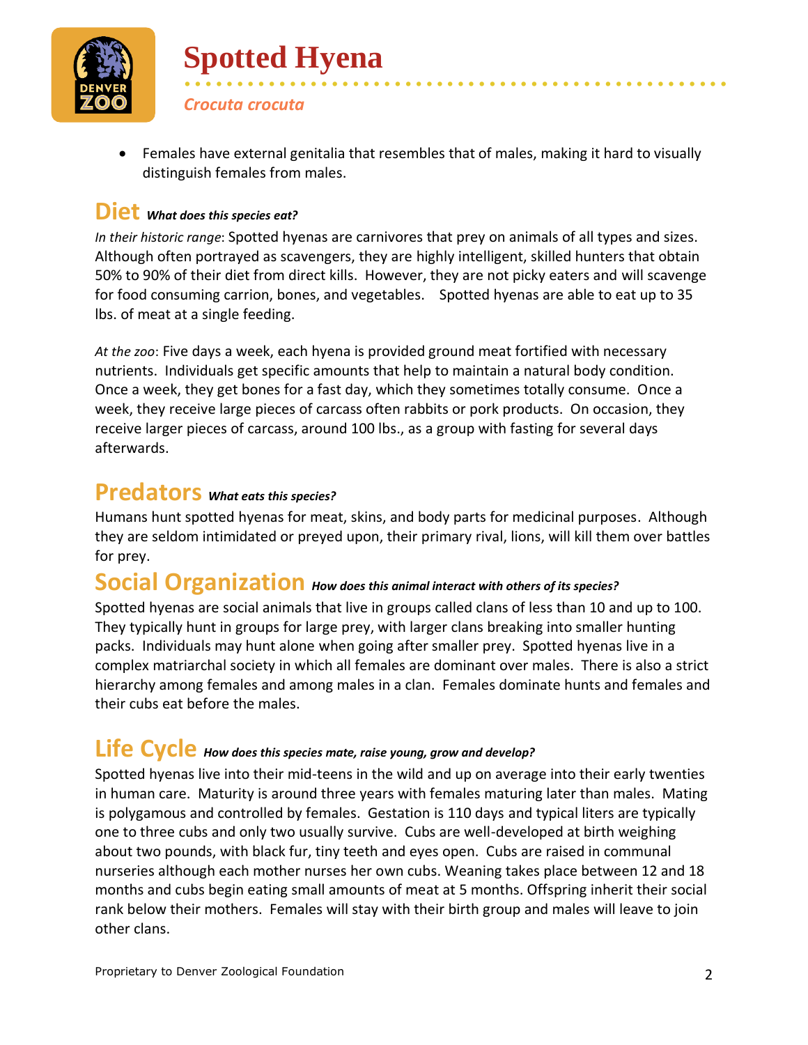# Spotted Hyena

*Crocuta crocuta*

- Females have external genitalia that resembles that of males, making it hard to visually distinguish females from males.

## Diet *What does this species eat?*

*In their historic range*: Spotted hyenas are carnivores that prey on animals of all types and sizes. Although often portrayed as scavengers, they are highly intelligent, skilled hunters that obtain 50% to 90% of their diet from direct kills. However, they are not picky eaters and will scavenge for food consuming carrion, bones, and vegetables. Spotted hyenas are able to eat up to 35 lbs. of meat at a single feeding.

*At the zoo*: Five days a week, each hyena is provided ground meat fortified with necessary nutrients. Individuals get specific amounts that help to maintain a natural body condition. Once a week, they get bones for a fast day, which they sometimes totally consume. Once a week, they receive large pieces of carcass often rabbits or pork products. On occasion, they receive larger pieces of carcass, around 100 lbs., as a group with fasting for several days afterwards.

## Predators *What eats this species?*

Humans hunt spotted hyenas for meat, skins, and body parts for medicinal purposes. Although they are seldom intimidated or preyed upon, their primary rival, lions, will kill them over battles for prey.

## Social Organization *How does this animal interact with others of its species?*

Spotted hyenas are social animals that live in groups called clans of less than 10 and up to 100. They typically hunt in groups for large prey, with larger clans breaking into smaller hunting packs. Individuals may hunt alone when going after smaller prey. Spotted hyenas live in a complex matriarchal society in which all females are dominant over males. There is also a strict hierarchy among females and among males in a clan. Females dominate hunts and females and their cubs eat before the males.

## Life Cycle *How does this species mate, raise young, grow and develop?*

Spotted hyenas live into their mid-teens in the wild and up on average into their early twenties in human care. Maturity is around three years with females maturing later than males. Mating is polygamous and controlled by females. Gestation is 110 days and typical liters are typically one to three cubs and only two usually survive. Cubs are well-developed at birth weighing about two pounds, with black fur, tiny teeth and eyes open. Cubs are raised in communal nurseries although each mother nurses her own cubs. Weaning takes place between 12 and 18 months and cubs begin eating small amounts of meat at 5 months. Offspring inherit their social rank below their mothers. Females will stay with their birth group and males will leave to join other clans.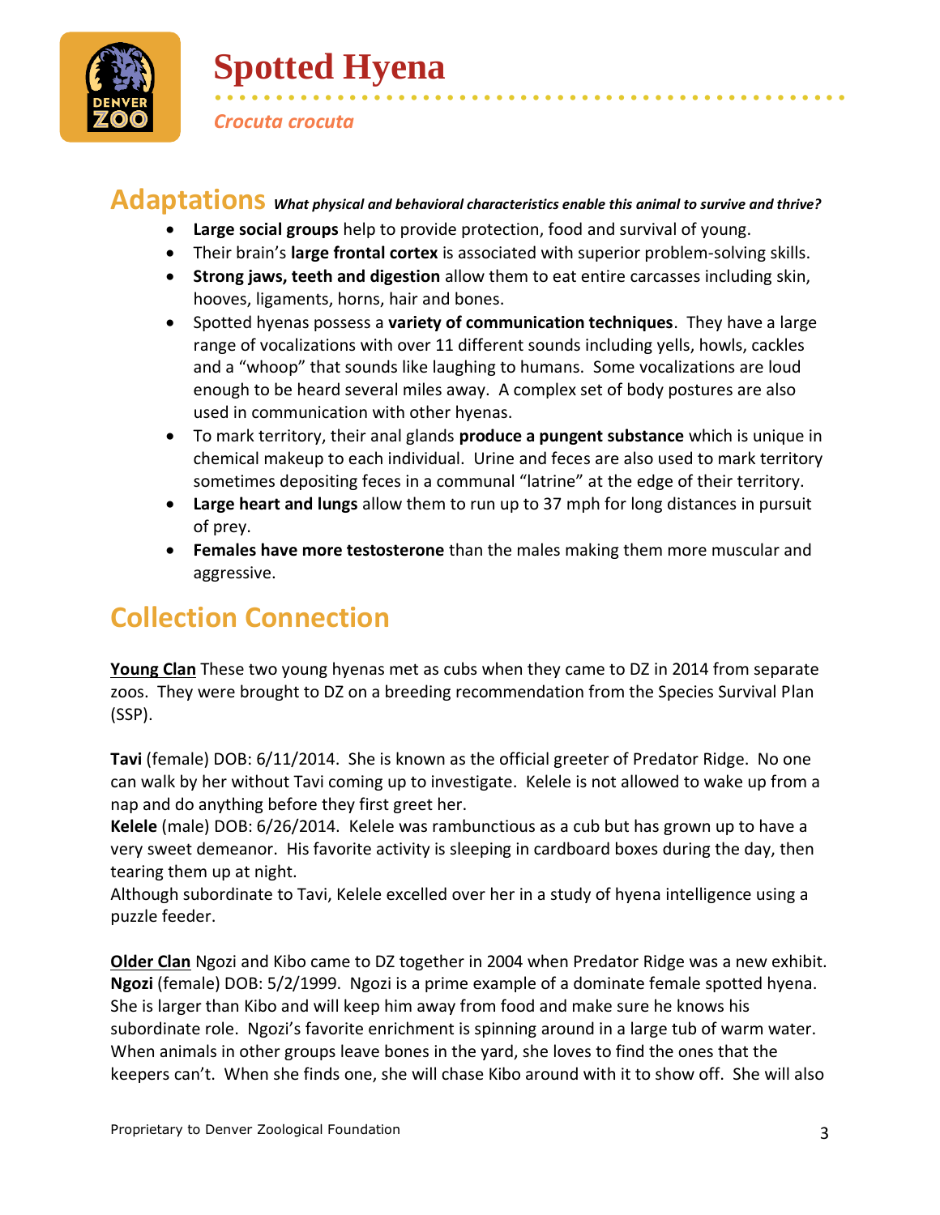# Spotted Hyena

*Crocuta crocuta*

## Adaptations *What physical and behavioral characteristics enable this animal to survive and thrive?*

- **Large social groups** help to provide protection, food and survival of young.
- Their brain's **large frontal cortex** is associated with superior problem-solving skills.
- **Strong jaws, teeth and digestion** allow them to eat entire carcasses including skin, hooves, ligaments, horns, hair and bones.
- Spotted hyenas possess a **variety of communication techniques**. They have a large range of vocalizations with over 11 different sounds including yells, howls, cackles and a "whoop" that sounds like laughing to humans. Some vocalizations are loud enough to be heard several miles away. A complex set of body postures are also used in communication with other hyenas.
- To mark territory, their anal glands **produce a pungent substance** which is unique in chemical makeup to each individual. Urine and feces are also used to mark territory sometimes depositing feces in a communal "latrine" at the edge of their territory.
- **Large heart and lungs** allow them to run up to 37 mph for long distances in pursuit of prey.
- **Females have more testosterone** than the males making them more muscular and aggressive.

## Collection Connection

<u>**Young Clan**</u> These two young hyenas met as cubs when they came to DZ in 2014 from separate zoos. They were brought to DZ on a breeding recommendation from the Species Survival Plan (SSP).

**Tavi** (female) DOB: 6/11/2014. She is known as the official greeter of Predator Ridge. No one can walk by her without Tavi coming up to investigate. Kelele is not allowed to wake up from a nap and do anything before they first greet her.
**Kelele** (male) DOB: 6/26/2014. Kelele was rambunctious as a cub but has grown up to have a very sweet demeanor. His favorite activity is sleeping in cardboard boxes during the day, then tearing them up at night.
Although subordinate to Tavi, Kelele excelled over her in a study of hyena intelligence using a puzzle feeder.

<u>**Older Clan**</u> Ngozi and Kibo came to DZ together in 2004 when Predator Ridge was a new exhibit.
**Ngozi** (female) DOB: 5/2/1999. Ngozi is a prime example of a dominate female spotted hyena. She is larger than Kibo and will keep him away from food and make sure he knows his subordinate role. Ngozi's favorite enrichment is spinning around in a large tub of warm water. When animals in other groups leave bones in the yard, she loves to find the ones that the keepers can't. When she finds one, she will chase Kibo around with it to show off. She will also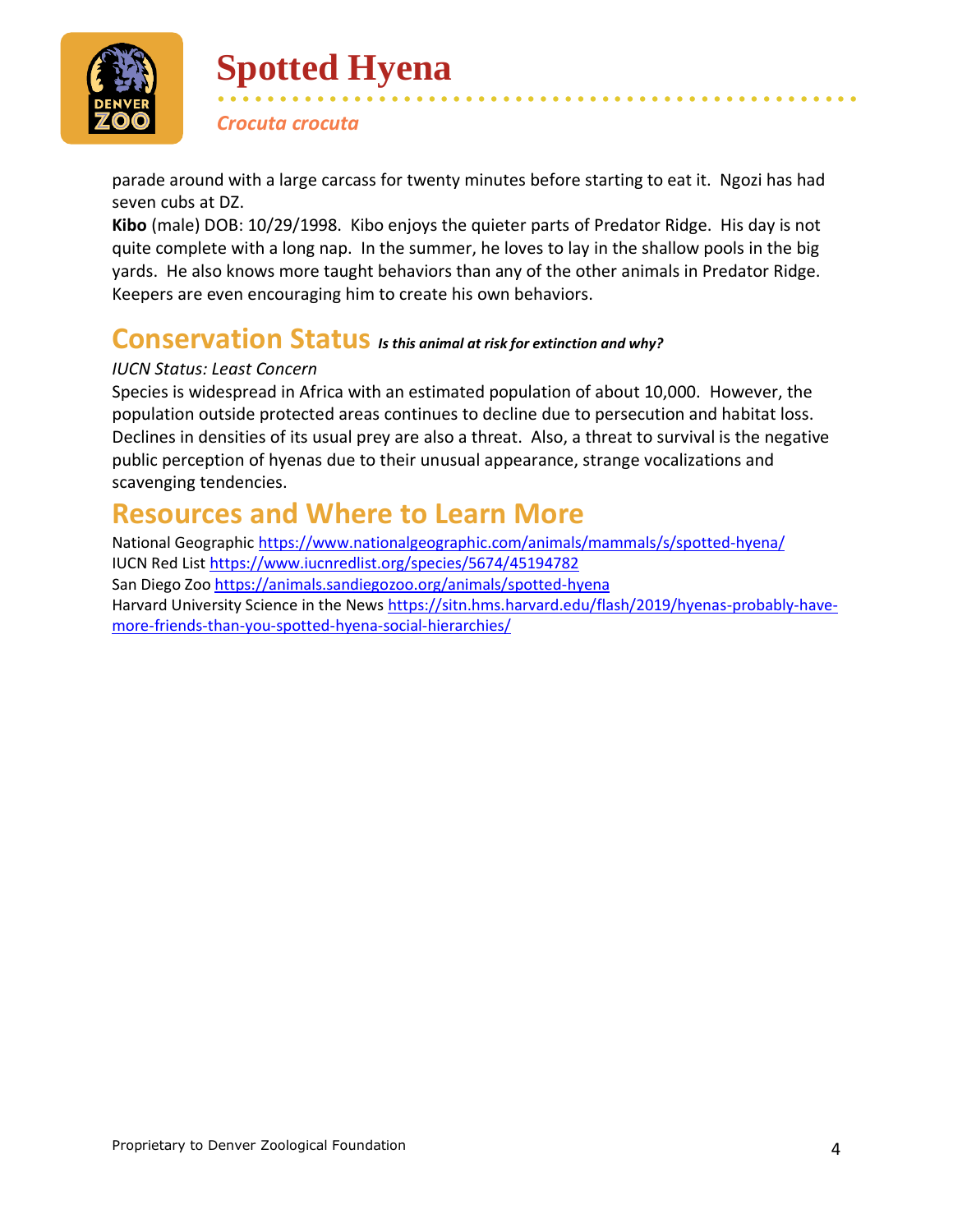parade around with a large carcass for twenty minutes before starting to eat it. Ngozi has had seven cubs at DZ.

**Kibo** (male) DOB: 10/29/1998. Kibo enjoys the quieter parts of Predator Ridge. His day is not quite complete with a long nap. In the summer, he loves to lay in the shallow pools in the big yards. He also knows more taught behaviors than any of the other animals in Predator Ridge. Keepers are even encouraging him to create his own behaviors.

## Conservation Status *Is this animal at risk for extinction and why?*

*IUCN Status: Least Concern*

Species is widespread in Africa with an estimated population of about 10,000. However, the population outside protected areas continues to decline due to persecution and habitat loss. Declines in densities of its usual prey are also a threat. Also, a threat to survival is the negative public perception of hyenas due to their unusual appearance, strange vocalizations and scavenging tendencies.

## Resources and Where to Learn More

National Geographic https://www.nationalgeographic.com/animals/mammals/s/spotted-hyena/
IUCN Red List https://www.iucnredlist.org/species/5674/45194782
San Diego Zoo https://animals.sandiegozoo.org/animals/spotted-hyena
Harvard University Science in the News https://sitn.hms.harvard.edu/flash/2019/hyenas-probably-have-more-friends-than-you-spotted-hyena-social-hierarchies/